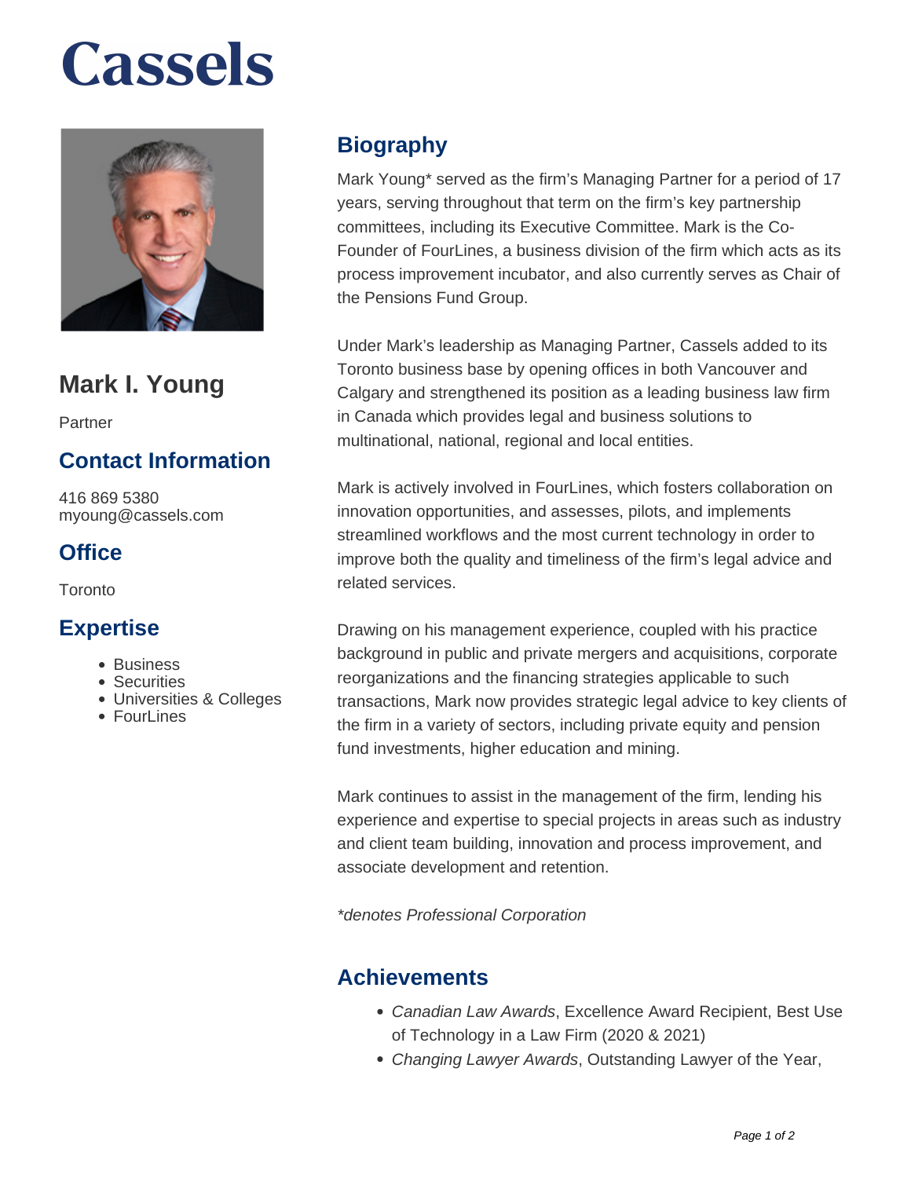# Cassels

## Mark I. Young

Partner

### Contact Information

416 869 5380
myoung@cassels.com

### Office

Toronto

### Expertise

- Business
- Securities
- Universities & Colleges
- FourLines

## Biography

Mark Young* served as the firm's Managing Partner for a period of 17 years, serving throughout that term on the firm's key partnership committees, including its Executive Committee. Mark is the Co-Founder of FourLines, a business division of the firm which acts as its process improvement incubator, and also currently serves as Chair of the Pensions Fund Group.

Under Mark's leadership as Managing Partner, Cassels added to its Toronto business base by opening offices in both Vancouver and Calgary and strengthened its position as a leading business law firm in Canada which provides legal and business solutions to multinational, national, regional and local entities.

Mark is actively involved in FourLines, which fosters collaboration on innovation opportunities, and assesses, pilots, and implements streamlined workflows and the most current technology in order to improve both the quality and timeliness of the firm's legal advice and related services.

Drawing on his management experience, coupled with his practice background in public and private mergers and acquisitions, corporate reorganizations and the financing strategies applicable to such transactions, Mark now provides strategic legal advice to key clients of the firm in a variety of sectors, including private equity and pension fund investments, higher education and mining.

Mark continues to assist in the management of the firm, lending his experience and expertise to special projects in areas such as industry and client team building, innovation and process improvement, and associate development and retention.

*\*denotes Professional Corporation*

## Achievements

- *Canadian Law Awards*, Excellence Award Recipient, Best Use of Technology in a Law Firm (2020 & 2021)
- *Changing Lawyer Awards*, Outstanding Lawyer of the Year,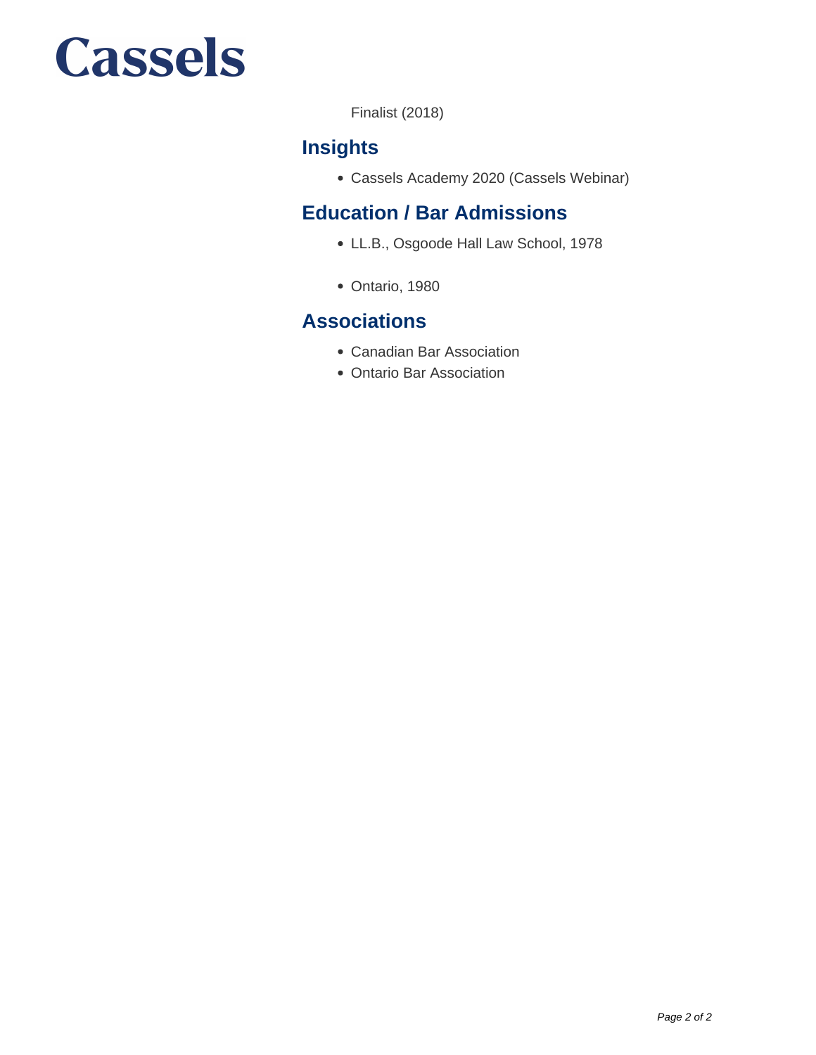Finalist (2018)

## Insights

- Cassels Academy 2020 (Cassels Webinar)

## Education / Bar Admissions

- LL.B., Osgoode Hall Law School, 1978

- Ontario, 1980

## Associations

- Canadian Bar Association
- Ontario Bar Association